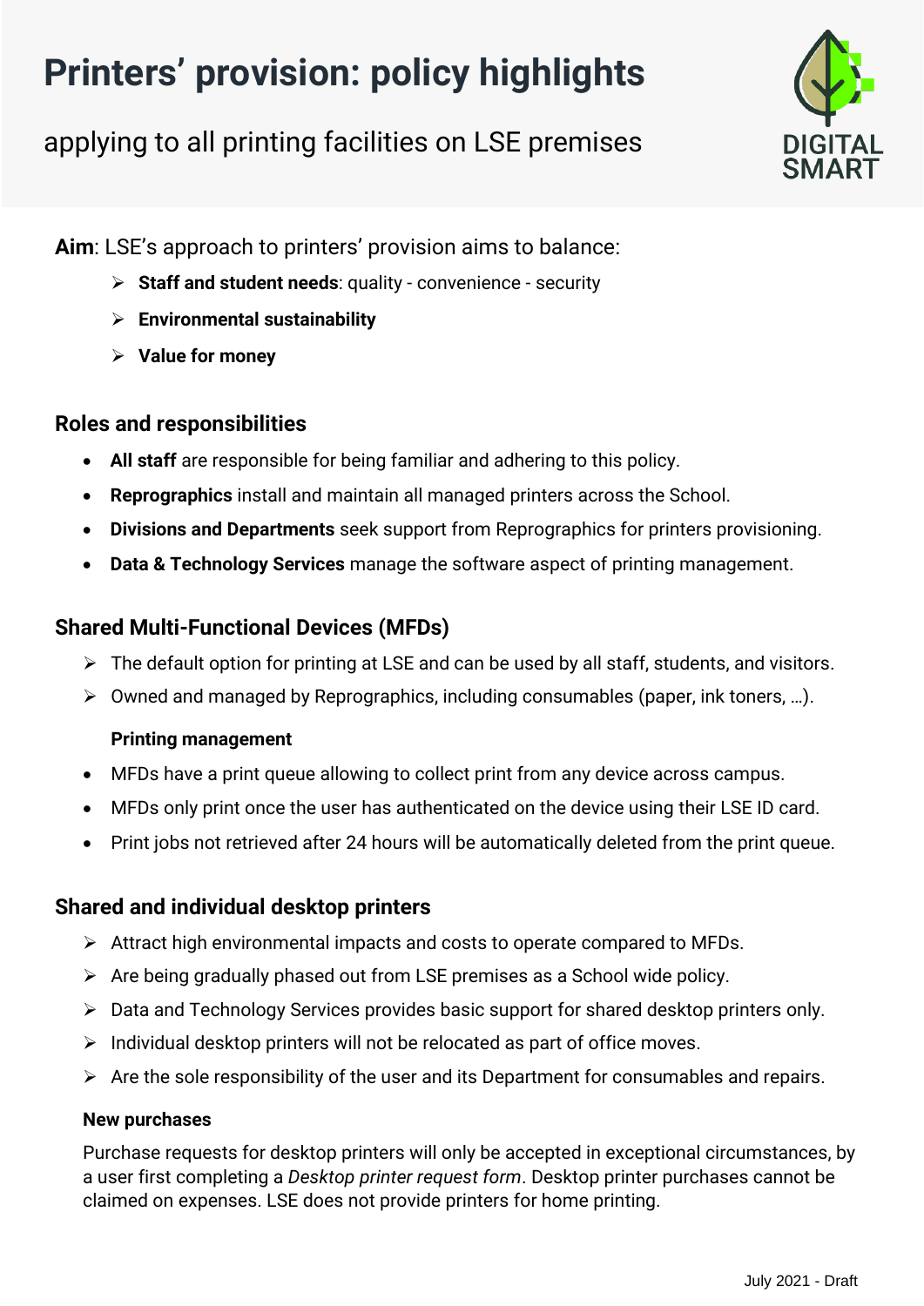# Printers' provision: policy highlights

## applying to all printing facilities on LSE premises

DIGITAL SMART

**Aim**: LSE's approach to printers' provision aims to balance:

- **Staff and student needs**: quality - convenience - security
- **Environmental sustainability**
- **Value for money**

## Roles and responsibilities

- **All staff** are responsible for being familiar and adhering to this policy.
- **Reprographics** install and maintain all managed printers across the School.
- **Divisions and Departments** seek support from Reprographics for printers provisioning.
- **Data & Technology Services** manage the software aspect of printing management.

## Shared Multi-Functional Devices (MFDs)

- The default option for printing at LSE and can be used by all staff, students, and visitors.
- Owned and managed by Reprographics, including consumables (paper, ink toners, …).

### Printing management

- MFDs have a print queue allowing to collect print from any device across campus.
- MFDs only print once the user has authenticated on the device using their LSE ID card.
- Print jobs not retrieved after 24 hours will be automatically deleted from the print queue.

## Shared and individual desktop printers

- Attract high environmental impacts and costs to operate compared to MFDs.
- Are being gradually phased out from LSE premises as a School wide policy.
- Data and Technology Services provides basic support for shared desktop printers only.
- Individual desktop printers will not be relocated as part of office moves.
- Are the sole responsibility of the user and its Department for consumables and repairs.

### New purchases

Purchase requests for desktop printers will only be accepted in exceptional circumstances, by a user first completing a *Desktop printer request form*. Desktop printer purchases cannot be claimed on expenses. LSE does not provide printers for home printing.

July 2021 - Draft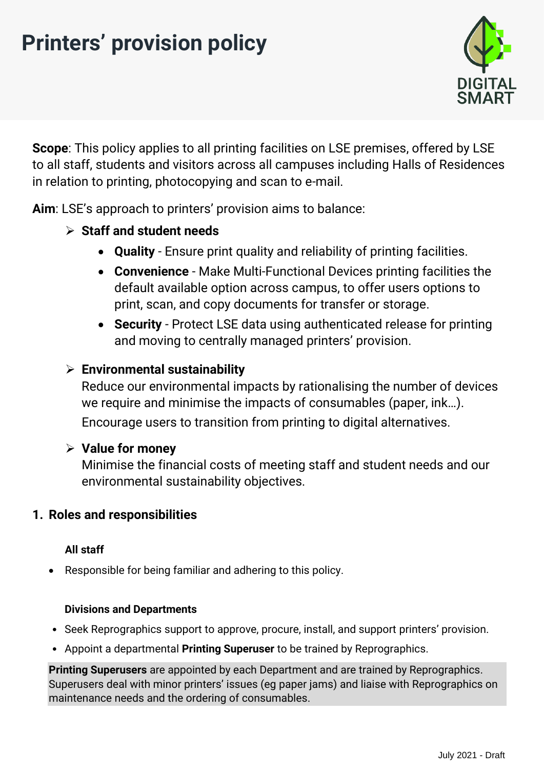# Printers' provision policy

**Scope**: This policy applies to all printing facilities on LSE premises, offered by LSE to all staff, students and visitors across all campuses including Halls of Residences in relation to printing, photocopying and scan to e-mail.

**Aim**: LSE's approach to printers' provision aims to balance:

- **Staff and student needs**
  - **Quality** - Ensure print quality and reliability of printing facilities.
  - **Convenience** - Make Multi-Functional Devices printing facilities the default available option across campus, to offer users options to print, scan, and copy documents for transfer or storage.
  - **Security** - Protect LSE data using authenticated release for printing and moving to centrally managed printers' provision.
- **Environmental sustainability**
  Reduce our environmental impacts by rationalising the number of devices we require and minimise the impacts of consumables (paper, ink…).
  Encourage users to transition from printing to digital alternatives.
- **Value for money**
  Minimise the financial costs of meeting staff and student needs and our environmental sustainability objectives.

## 1. Roles and responsibilities

#### All staff

- Responsible for being familiar and adhering to this policy.

#### Divisions and Departments

- Seek Reprographics support to approve, procure, install, and support printers' provision.
- Appoint a departmental **Printing Superuser** to be trained by Reprographics.

**Printing Superusers** are appointed by each Department and are trained by Reprographics. Superusers deal with minor printers' issues (eg paper jams) and liaise with Reprographics on maintenance needs and the ordering of consumables.

July 2021 - Draft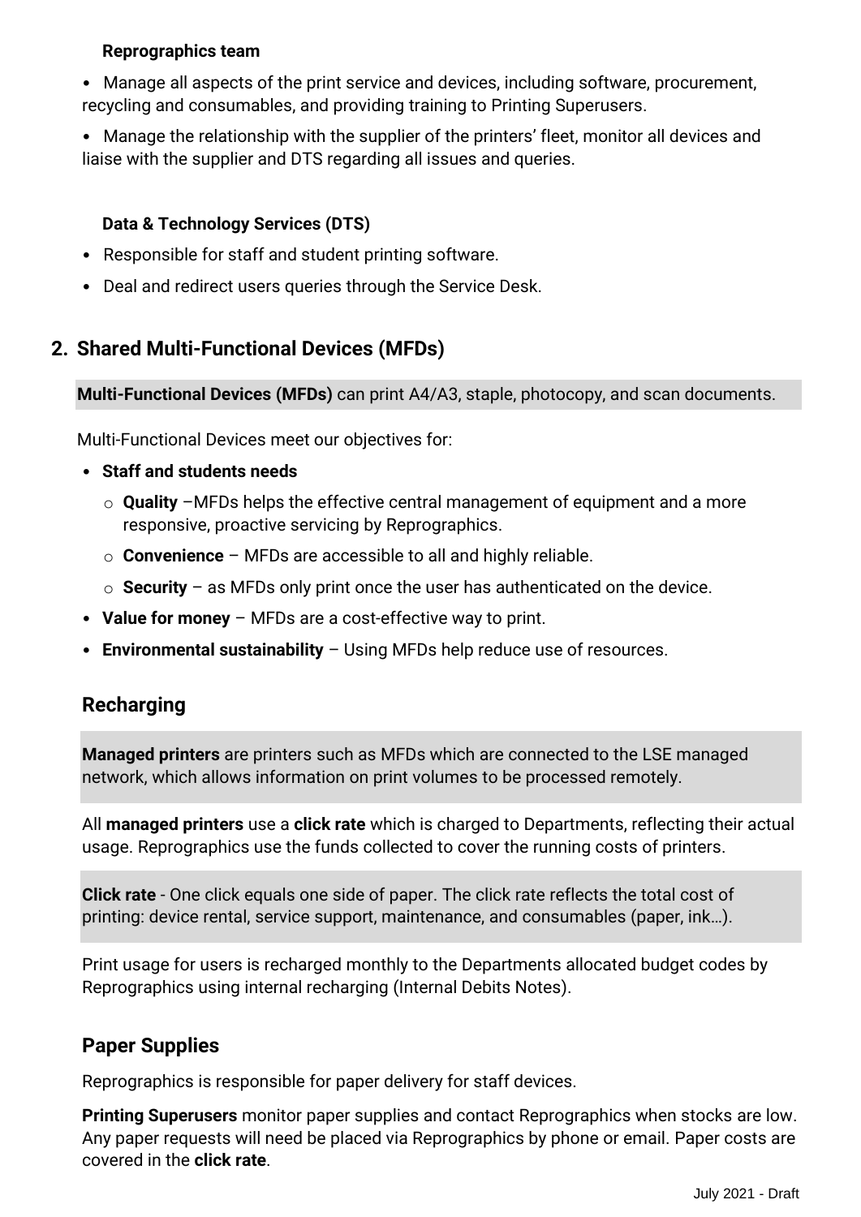### Reprographics team

- Manage all aspects of the print service and devices, including software, procurement, recycling and consumables, and providing training to Printing Superusers.
- Manage the relationship with the supplier of the printers' fleet, monitor all devices and liaise with the supplier and DTS regarding all issues and queries.

### Data & Technology Services (DTS)

- Responsible for staff and student printing software.
- Deal and redirect users queries through the Service Desk.

## 2. Shared Multi-Functional Devices (MFDs)

**Multi-Functional Devices (MFDs)** can print A4/A3, staple, photocopy, and scan documents.

Multi-Functional Devices meet our objectives for:

- **Staff and students needs**
  - **Quality** –MFDs helps the effective central management of equipment and a more responsive, proactive servicing by Reprographics.
  - **Convenience** – MFDs are accessible to all and highly reliable.
  - **Security** – as MFDs only print once the user has authenticated on the device.
- **Value for money** – MFDs are a cost-effective way to print.
- **Environmental sustainability** – Using MFDs help reduce use of resources.

### Recharging

**Managed printers** are printers such as MFDs which are connected to the LSE managed network, which allows information on print volumes to be processed remotely.

All **managed printers** use a **click rate** which is charged to Departments, reflecting their actual usage. Reprographics use the funds collected to cover the running costs of printers.

**Click rate** - One click equals one side of paper. The click rate reflects the total cost of printing: device rental, service support, maintenance, and consumables (paper, ink…).

Print usage for users is recharged monthly to the Departments allocated budget codes by Reprographics using internal recharging (Internal Debits Notes).

### Paper Supplies

Reprographics is responsible for paper delivery for staff devices.

**Printing Superusers** monitor paper supplies and contact Reprographics when stocks are low. Any paper requests will need be placed via Reprographics by phone or email. Paper costs are covered in the **click rate**.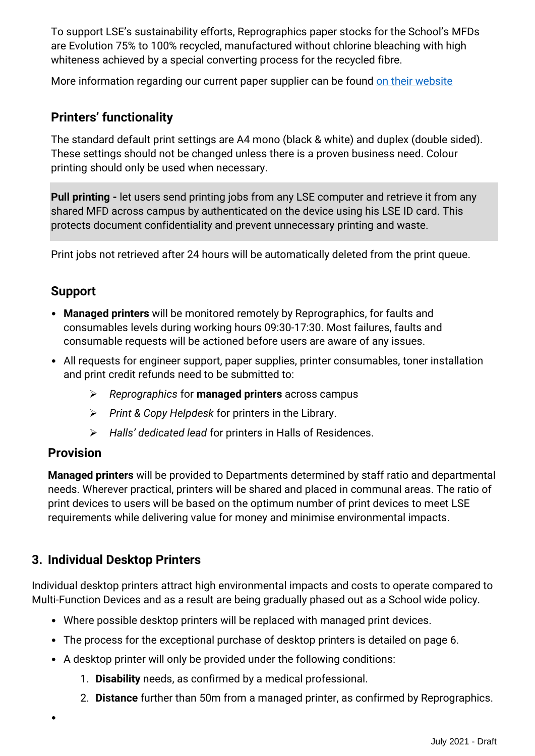To support LSE's sustainability efforts, Reprographics paper stocks for the School's MFDs are Evolution 75% to 100% recycled, manufactured without chlorine bleaching with high whiteness achieved by a special converting process for the recycled fibre.

More information regarding our current paper supplier can be found on their website

### Printers' functionality

The standard default print settings are A4 mono (black & white) and duplex (double sided). These settings should not be changed unless there is a proven business need. Colour printing should only be used when necessary.

**Pull printing -** let users send printing jobs from any LSE computer and retrieve it from any shared MFD across campus by authenticated on the device using his LSE ID card. This protects document confidentiality and prevent unnecessary printing and waste.

Print jobs not retrieved after 24 hours will be automatically deleted from the print queue.

### Support

- **Managed printers** will be monitored remotely by Reprographics, for faults and consumables levels during working hours 09:30-17:30. Most failures, faults and consumable requests will be actioned before users are aware of any issues.
- All requests for engineer support, paper supplies, printer consumables, toner installation and print credit refunds need to be submitted to:
  - *Reprographics* for **managed printers** across campus
  - *Print & Copy Helpdesk* for printers in the Library.
  - *Halls' dedicated lead* for printers in Halls of Residences.

### Provision

**Managed printers** will be provided to Departments determined by staff ratio and departmental needs. Wherever practical, printers will be shared and placed in communal areas. The ratio of print devices to users will be based on the optimum number of print devices to meet LSE requirements while delivering value for money and minimise environmental impacts.

## 3. Individual Desktop Printers

Individual desktop printers attract high environmental impacts and costs to operate compared to Multi-Function Devices and as a result are being gradually phased out as a School wide policy.

- Where possible desktop printers will be replaced with managed print devices.
- The process for the exceptional purchase of desktop printers is detailed on page 6.
- A desktop printer will only be provided under the following conditions:
  1. **Disability** needs, as confirmed by a medical professional.
  2. **Distance** further than 50m from a managed printer, as confirmed by Reprographics.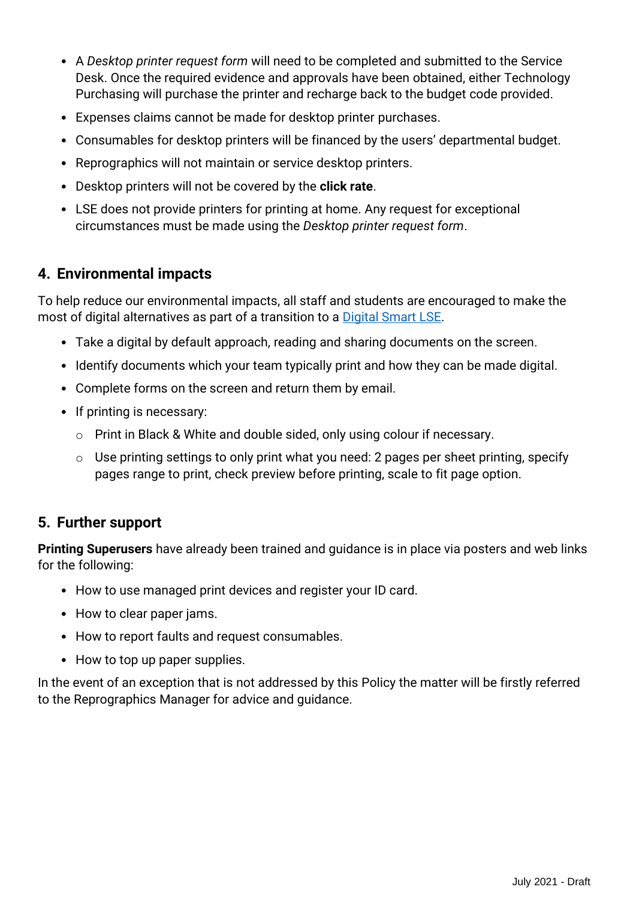- A *Desktop printer request form* will need to be completed and submitted to the Service Desk. Once the required evidence and approvals have been obtained, either Technology Purchasing will purchase the printer and recharge back to the budget code provided.
- Expenses claims cannot be made for desktop printer purchases.
- Consumables for desktop printers will be financed by the users' departmental budget.
- Reprographics will not maintain or service desktop printers.
- Desktop printers will not be covered by the **click rate**.
- LSE does not provide printers for printing at home. Any request for exceptional circumstances must be made using the *Desktop printer request form*.

## 4. Environmental impacts

To help reduce our environmental impacts, all staff and students are encouraged to make the most of digital alternatives as part of a transition to a Digital Smart LSE.

- Take a digital by default approach, reading and sharing documents on the screen.
- Identify documents which your team typically print and how they can be made digital.
- Complete forms on the screen and return them by email.
- If printing is necessary:
  - Print in Black & White and double sided, only using colour if necessary.
  - Use printing settings to only print what you need: 2 pages per sheet printing, specify pages range to print, check preview before printing, scale to fit page option.

## 5. Further support

**Printing Superusers** have already been trained and guidance is in place via posters and web links for the following:

- How to use managed print devices and register your ID card.
- How to clear paper jams.
- How to report faults and request consumables.
- How to top up paper supplies.

In the event of an exception that is not addressed by this Policy the matter will be firstly referred to the Reprographics Manager for advice and guidance.